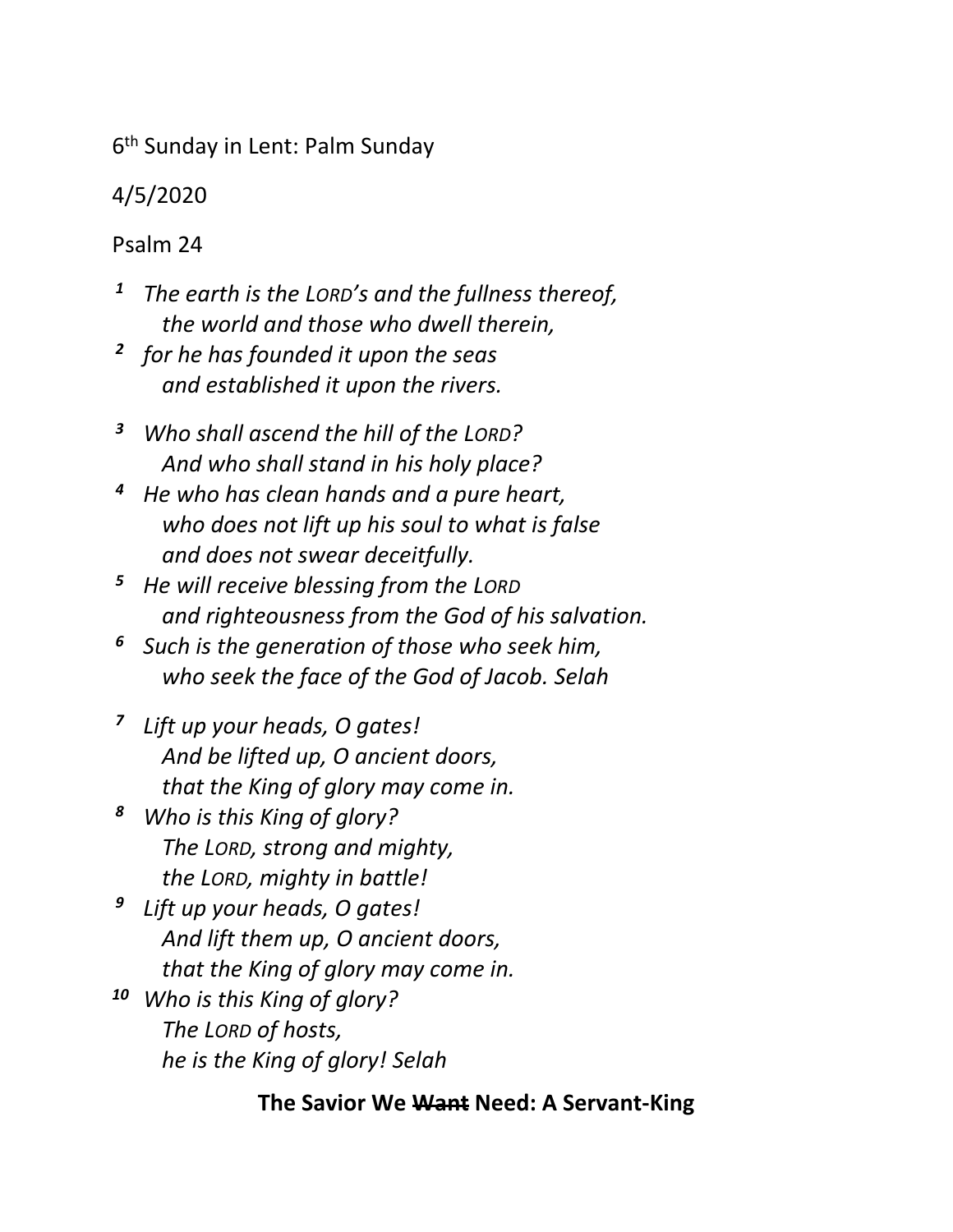6th Sunday in Lent: Palm Sunday

4/5/2020

Psalm 24

[1] *The earth is the* L*ORD's and the fullness thereof,*
*the world and those who dwell therein,*
[2] *for he has founded it upon the seas*
*and established it upon the rivers.*

[3] *Who shall ascend the hill of the* L*ORD?*
*And who shall stand in his holy place?*
[4] *He who has clean hands and a pure heart,*
*who does not lift up his soul to what is false*
*and does not swear deceitfully.*
[5] *He will receive blessing from the* L*ORD*
*and righteousness from the God of his salvation.*
[6] *Such is the generation of those who seek him,*
*who seek the face of the God of Jacob. Selah*

[7] *Lift up your heads, O gates!*
*And be lifted up, O ancient doors,*
*that the King of glory may come in.*
[8] *Who is this King of glory?*
*The* L*ORD, strong and mighty,*
*the* L*ORD, mighty in battle!*
[9] *Lift up your heads, O gates!*
*And lift them up, O ancient doors,*
*that the King of glory may come in.*
[10] *Who is this King of glory?*
*The* L*ORD of hosts,*
*he is the King of glory! Selah*

**The Savior We ~~Want~~ Need: A Servant-King**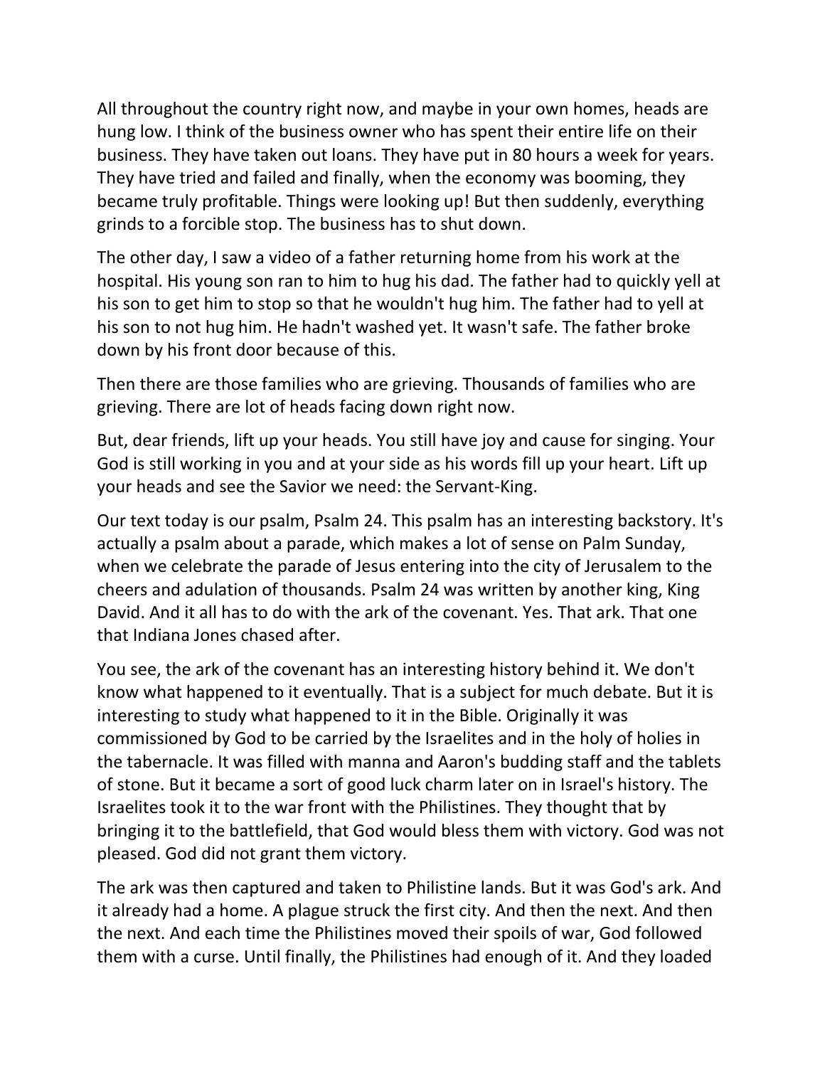All throughout the country right now, and maybe in your own homes, heads are hung low. I think of the business owner who has spent their entire life on their business. They have taken out loans. They have put in 80 hours a week for years. They have tried and failed and finally, when the economy was booming, they became truly profitable. Things were looking up! But then suddenly, everything grinds to a forcible stop. The business has to shut down.

The other day, I saw a video of a father returning home from his work at the hospital. His young son ran to him to hug his dad. The father had to quickly yell at his son to get him to stop so that he wouldn't hug him. The father had to yell at his son to not hug him. He hadn't washed yet. It wasn't safe. The father broke down by his front door because of this.

Then there are those families who are grieving. Thousands of families who are grieving. There are lot of heads facing down right now.

But, dear friends, lift up your heads. You still have joy and cause for singing. Your God is still working in you and at your side as his words fill up your heart. Lift up your heads and see the Savior we need: the Servant-King.

Our text today is our psalm, Psalm 24. This psalm has an interesting backstory. It's actually a psalm about a parade, which makes a lot of sense on Palm Sunday, when we celebrate the parade of Jesus entering into the city of Jerusalem to the cheers and adulation of thousands. Psalm 24 was written by another king, King David. And it all has to do with the ark of the covenant. Yes. That ark. That one that Indiana Jones chased after.

You see, the ark of the covenant has an interesting history behind it. We don't know what happened to it eventually. That is a subject for much debate. But it is interesting to study what happened to it in the Bible. Originally it was commissioned by God to be carried by the Israelites and in the holy of holies in the tabernacle. It was filled with manna and Aaron's budding staff and the tablets of stone. But it became a sort of good luck charm later on in Israel's history. The Israelites took it to the war front with the Philistines. They thought that by bringing it to the battlefield, that God would bless them with victory. God was not pleased. God did not grant them victory.

The ark was then captured and taken to Philistine lands. But it was God's ark. And it already had a home. A plague struck the first city. And then the next. And then the next. And each time the Philistines moved their spoils of war, God followed them with a curse. Until finally, the Philistines had enough of it. And they loaded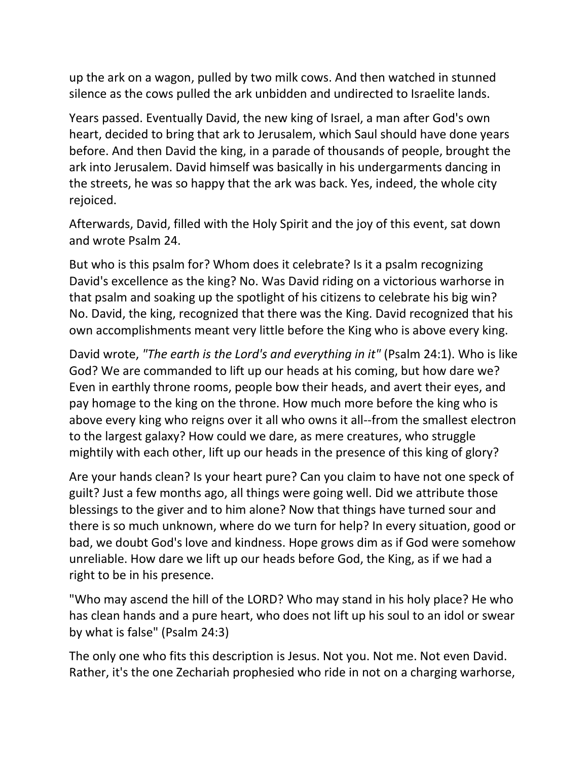up the ark on a wagon, pulled by two milk cows. And then watched in stunned silence as the cows pulled the ark unbidden and undirected to Israelite lands.

Years passed. Eventually David, the new king of Israel, a man after God's own heart, decided to bring that ark to Jerusalem, which Saul should have done years before. And then David the king, in a parade of thousands of people, brought the ark into Jerusalem. David himself was basically in his undergarments dancing in the streets, he was so happy that the ark was back. Yes, indeed, the whole city rejoiced.

Afterwards, David, filled with the Holy Spirit and the joy of this event, sat down and wrote Psalm 24.

But who is this psalm for? Whom does it celebrate? Is it a psalm recognizing David's excellence as the king? No. Was David riding on a victorious warhorse in that psalm and soaking up the spotlight of his citizens to celebrate his big win? No. David, the king, recognized that there was the King. David recognized that his own accomplishments meant very little before the King who is above every king.

David wrote, *"The earth is the Lord's and everything in it"* (Psalm 24:1). Who is like God? We are commanded to lift up our heads at his coming, but how dare we? Even in earthly throne rooms, people bow their heads, and avert their eyes, and pay homage to the king on the throne. How much more before the king who is above every king who reigns over it all who owns it all--from the smallest electron to the largest galaxy? How could we dare, as mere creatures, who struggle mightily with each other, lift up our heads in the presence of this king of glory?

Are your hands clean? Is your heart pure? Can you claim to have not one speck of guilt? Just a few months ago, all things were going well. Did we attribute those blessings to the giver and to him alone? Now that things have turned sour and there is so much unknown, where do we turn for help? In every situation, good or bad, we doubt God's love and kindness. Hope grows dim as if God were somehow unreliable. How dare we lift up our heads before God, the King, as if we had a right to be in his presence.

"Who may ascend the hill of the LORD? Who may stand in his holy place? He who has clean hands and a pure heart, who does not lift up his soul to an idol or swear by what is false" (Psalm 24:3)

The only one who fits this description is Jesus. Not you. Not me. Not even David. Rather, it's the one Zechariah prophesied who ride in not on a charging warhorse,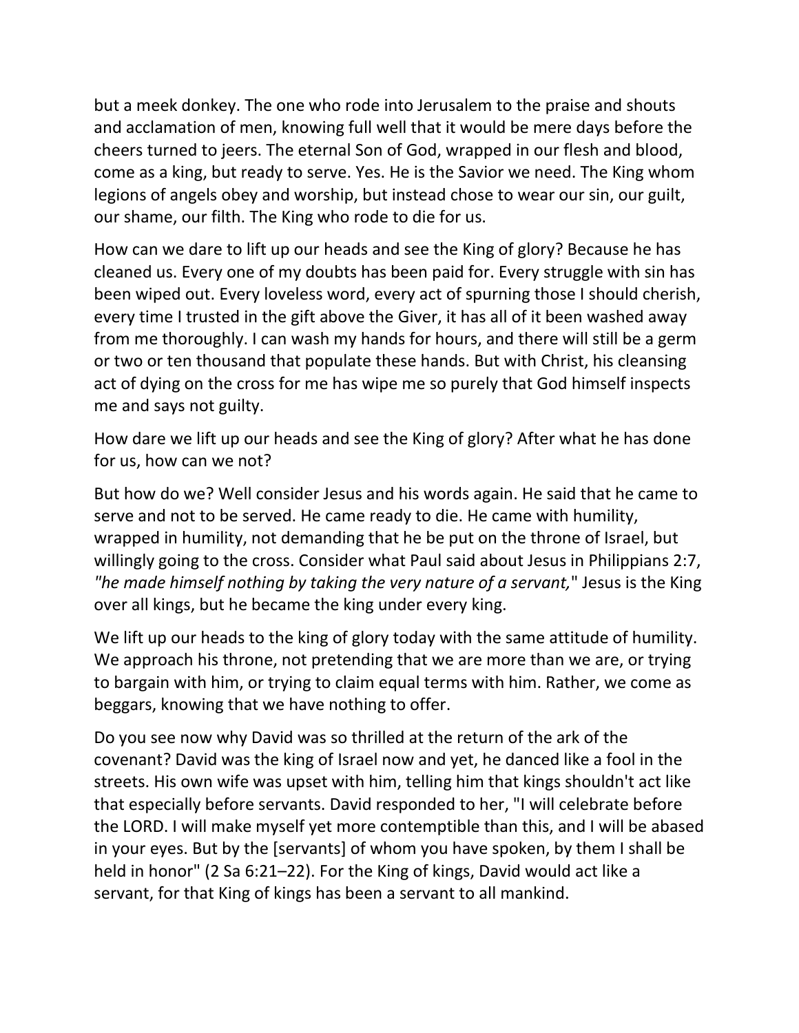but a meek donkey. The one who rode into Jerusalem to the praise and shouts and acclamation of men, knowing full well that it would be mere days before the cheers turned to jeers. The eternal Son of God, wrapped in our flesh and blood, come as a king, but ready to serve. Yes. He is the Savior we need. The King whom legions of angels obey and worship, but instead chose to wear our sin, our guilt, our shame, our filth. The King who rode to die for us.

How can we dare to lift up our heads and see the King of glory? Because he has cleaned us. Every one of my doubts has been paid for. Every struggle with sin has been wiped out. Every loveless word, every act of spurning those I should cherish, every time I trusted in the gift above the Giver, it has all of it been washed away from me thoroughly. I can wash my hands for hours, and there will still be a germ or two or ten thousand that populate these hands. But with Christ, his cleansing act of dying on the cross for me has wipe me so purely that God himself inspects me and says not guilty.

How dare we lift up our heads and see the King of glory? After what he has done for us, how can we not?

But how do we? Well consider Jesus and his words again. He said that he came to serve and not to be served. He came ready to die. He came with humility, wrapped in humility, not demanding that he be put on the throne of Israel, but willingly going to the cross. Consider what Paul said about Jesus in Philippians 2:7, *"he made himself nothing by taking the very nature of a servant,"* Jesus is the King over all kings, but he became the king under every king.

We lift up our heads to the king of glory today with the same attitude of humility. We approach his throne, not pretending that we are more than we are, or trying to bargain with him, or trying to claim equal terms with him. Rather, we come as beggars, knowing that we have nothing to offer.

Do you see now why David was so thrilled at the return of the ark of the covenant? David was the king of Israel now and yet, he danced like a fool in the streets. His own wife was upset with him, telling him that kings shouldn't act like that especially before servants. David responded to her, "I will celebrate before the LORD. I will make myself yet more contemptible than this, and I will be abased in your eyes. But by the [servants] of whom you have spoken, by them I shall be held in honor" (2 Sa 6:21–22). For the King of kings, David would act like a servant, for that King of kings has been a servant to all mankind.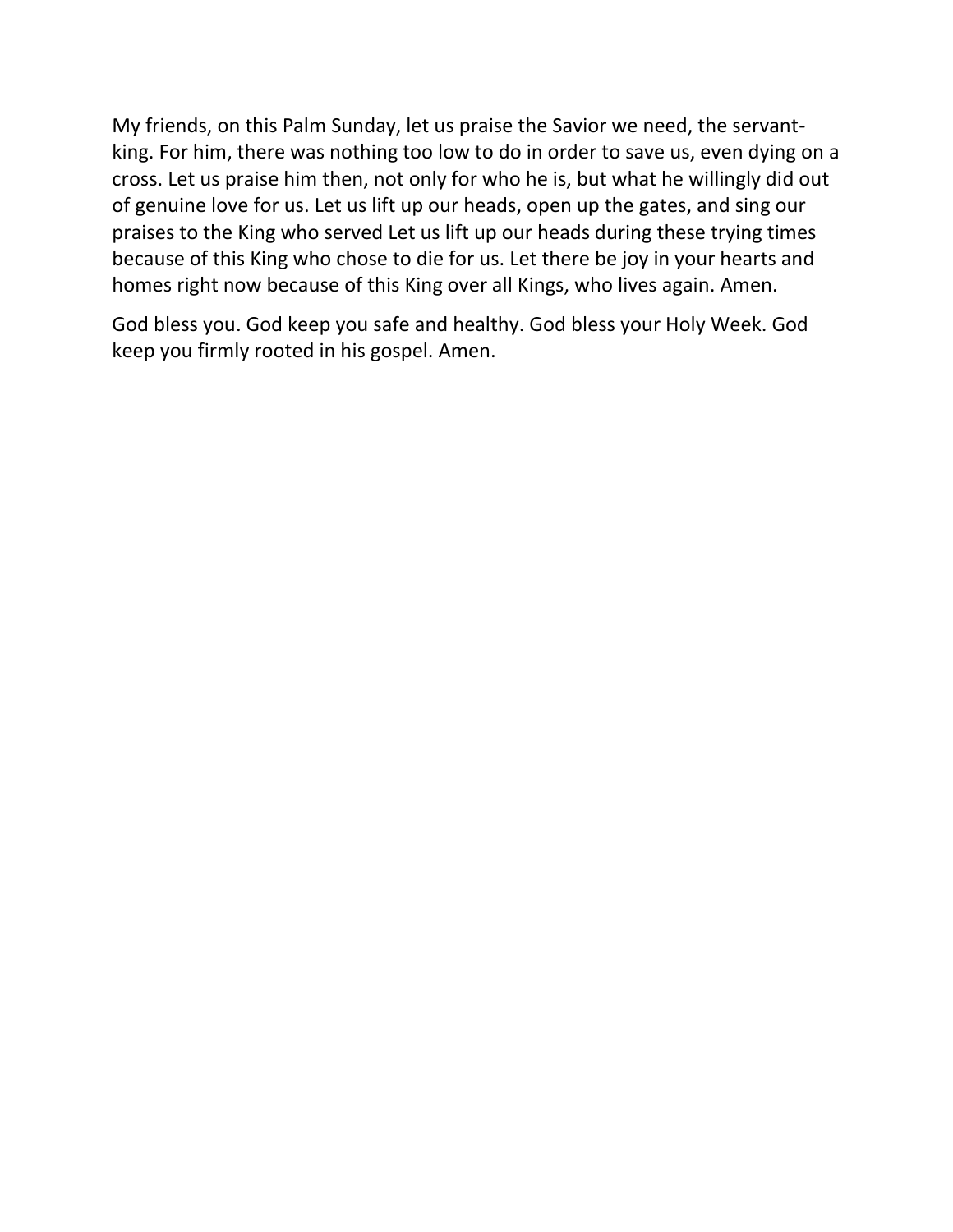My friends, on this Palm Sunday, let us praise the Savior we need, the servant-king. For him, there was nothing too low to do in order to save us, even dying on a cross. Let us praise him then, not only for who he is, but what he willingly did out of genuine love for us. Let us lift up our heads, open up the gates, and sing our praises to the King who served Let us lift up our heads during these trying times because of this King who chose to die for us. Let there be joy in your hearts and homes right now because of this King over all Kings, who lives again. Amen.

God bless you. God keep you safe and healthy. God bless your Holy Week. God keep you firmly rooted in his gospel. Amen.